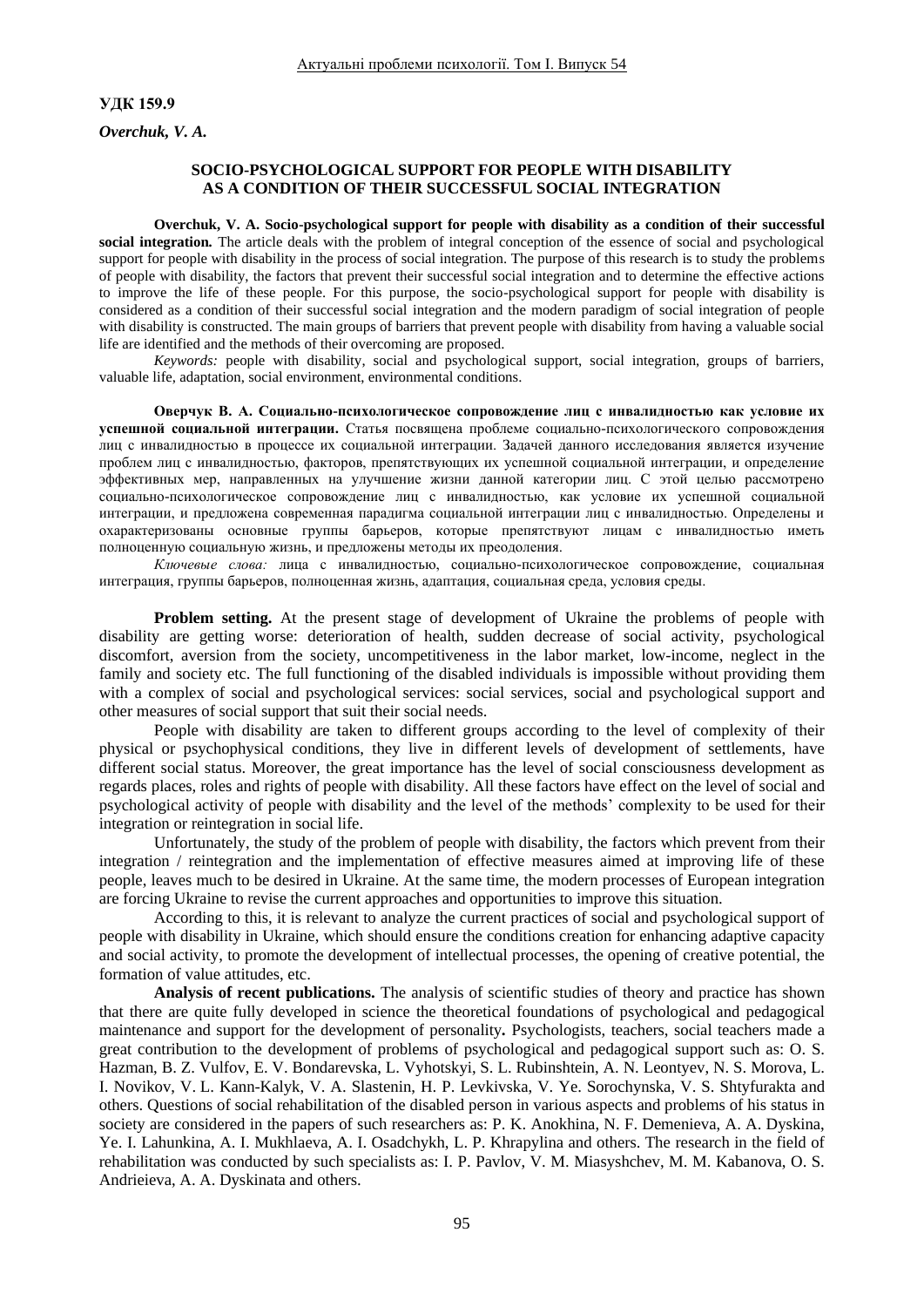**УДК 159.9**

***Overchuk, V. A.***

## SOCIO-PSYCHOLOGICAL SUPPORT FOR PEOPLE WITH DISABILITY AS A CONDITION OF THEIR SUCCESSFUL SOCIAL INTEGRATION

**Overchuk, V. A. Socio-psychological support for people with disability as a condition of their successful social integration.** The article deals with the problem of integral conception of the essence of social and psychological support for people with disability in the process of social integration. The purpose of this research is to study the problems of people with disability, the factors that prevent their successful social integration and to determine the effective actions to improve the life of these people. For this purpose, the socio-psychological support for people with disability is considered as a condition of their successful social integration and the modern paradigm of social integration of people with disability is constructed. The main groups of barriers that prevent people with disability from having a valuable social life are identified and the methods of their overcoming are proposed.

*Keywords:* people with disability, social and psychological support, social integration, groups of barriers, valuable life, adaptation, social environment, environmental conditions.

**Оверчук В. А. Социально-психологическое сопровождение лиц с инвалидностью как условие их успешной социальной интеграции.** Статья посвящена проблеме социально-психологического сопровождения лиц с инвалидностью в процессе их социальной интеграции. Задачей данного исследования является изучение проблем лиц с инвалидностью, факторов, препятствующих их успешной социальной интеграции, и определение эффективных мер, направленных на улучшение жизни данной категории лиц. С этой целью рассмотрено социально-психологическое сопровождение лиц с инвалидностью, как условие их успешной социальной интеграции, и предложена современная парадигма социальной интеграции лиц с инвалидностью. Определены и охарактеризованы основные группы барьеров, которые препятствуют лицам с инвалидностью иметь полноценную социальную жизнь, и предложены методы их преодоления.

*Ключевые слова:* лица с инвалидностью, социально-психологическое сопровождение, социальная интеграция, группы барьеров, полноценная жизнь, адаптация, социальная среда, условия среды.

**Problem setting.** At the present stage of development of Ukraine the problems of people with disability are getting worse: deterioration of health, sudden decrease of social activity, psychological discomfort, aversion from the society, uncompetitiveness in the labor market, low-income, neglect in the family and society etc. The full functioning of the disabled individuals is impossible without providing them with a complex of social and psychological services: social services, social and psychological support and other measures of social support that suit their social needs.

People with disability are taken to different groups according to the level of complexity of their physical or psychophysical conditions, they live in different levels of development of settlements, have different social status. Moreover, the great importance has the level of social consciousness development as regards places, roles and rights of people with disability. All these factors have effect on the level of social and psychological activity of people with disability and the level of the methods' complexity to be used for their integration or reintegration in social life.

Unfortunately, the study of the problem of people with disability, the factors which prevent from their integration / reintegration and the implementation of effective measures aimed at improving life of these people, leaves much to be desired in Ukraine. At the same time, the modern processes of European integration are forcing Ukraine to revise the current approaches and opportunities to improve this situation.

According to this, it is relevant to analyze the current practices of social and psychological support of people with disability in Ukraine, which should ensure the conditions creation for enhancing adaptive capacity and social activity, to promote the development of intellectual processes, the opening of creative potential, the formation of value attitudes, etc.

**Analysis of recent publications.** The analysis of scientific studies of theory and practice has shown that there are quite fully developed in science the theoretical foundations of psychological and pedagogical maintenance and support for the development of personality**.** Psychologists, teachers, social teachers made a great contribution to the development of problems of psychological and pedagogical support such as: O. S. Hazman, B. Z. Vulfov, E. V. Bondarevska, L. Vyhotskyi, S. L. Rubinshtein, A. N. Leontyev, N. S. Morova, L. I. Novikov, V. L. Kann-Kalyk, V. A. Slastenin, H. P. Levkivska, V. Ye. Sorochynska, V. S. Shtyfurakta and others. Questions of social rehabilitation of the disabled person in various aspects and problems of his status in society are considered in the papers of such researchers as: P. K. Anokhina, N. F. Demenieva, A. A. Dyskina, Ye. I. Lahunkina, A. I. Mukhlaeva, A. I. Osadchykh, L. P. Khrapylina and others. The research in the field of rehabilitation was conducted by such specialists as: I. P. Pavlov, V. M. Miasyshchev, M. M. Kabanova, O. S. Andrieieva, A. A. Dyskinata and others.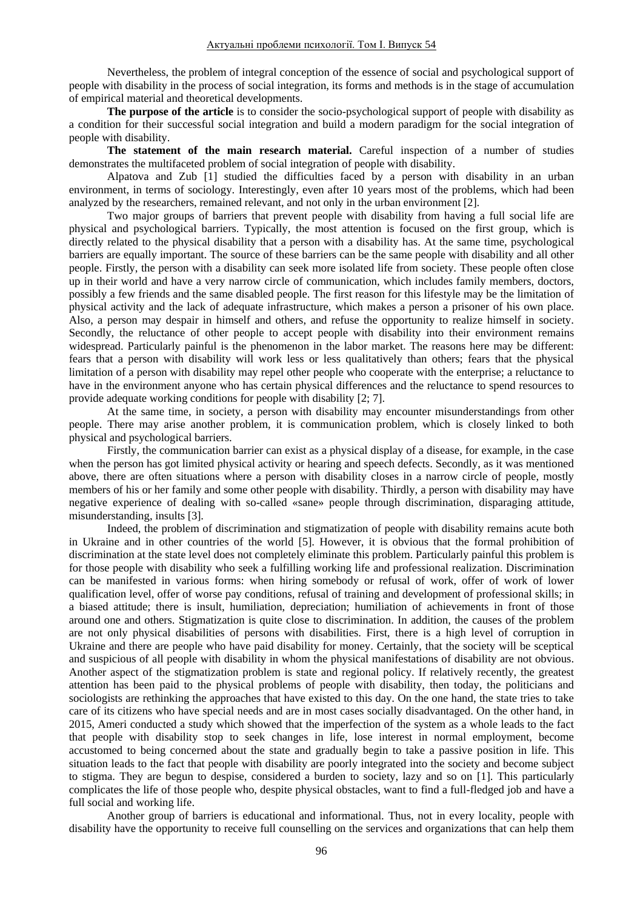Nevertheless, the problem of integral conception of the essence of social and psychological support of people with disability in the process of social integration, its forms and methods is in the stage of accumulation of empirical material and theoretical developments.

**The purpose of the article** is to consider the socio-psychological support of people with disability as a condition for their successful social integration and build a modern paradigm for the social integration of people with disability.

**The statement of the main research material.** Careful inspection of a number of studies demonstrates the multifaceted problem of social integration of people with disability.

Alpatova and Zub [1] studied the difficulties faced by a person with disability in an urban environment, in terms of sociology. Interestingly, even after 10 years most of the problems, which had been analyzed by the researchers, remained relevant, and not only in the urban environment [2].

Two major groups of barriers that prevent people with disability from having a full social life are physical and psychological barriers. Typically, the most attention is focused on the first group, which is directly related to the physical disability that a person with a disability has. At the same time, psychological barriers are equally important. The source of these barriers can be the same people with disability and all other people. Firstly, the person with a disability can seek more isolated life from society. These people often close up in their world and have a very narrow circle of communication, which includes family members, doctors, possibly a few friends and the same disabled people. The first reason for this lifestyle may be the limitation of physical activity and the lack of adequate infrastructure, which makes a person a prisoner of his own place. Also, a person may despair in himself and others, and refuse the opportunity to realize himself in society. Secondly, the reluctance of other people to accept people with disability into their environment remains widespread. Particularly painful is the phenomenon in the labor market. The reasons here may be different: fears that a person with disability will work less or less qualitatively than others; fears that the physical limitation of a person with disability may repel other people who cooperate with the enterprise; a reluctance to have in the environment anyone who has certain physical differences and the reluctance to spend resources to provide adequate working conditions for people with disability [2; 7].

At the same time, in society, a person with disability may encounter misunderstandings from other people. There may arise another problem, it is communication problem, which is closely linked to both physical and psychological barriers.

Firstly, the communication barrier can exist as a physical display of a disease, for example, in the case when the person has got limited physical activity or hearing and speech defects. Secondly, as it was mentioned above, there are often situations where a person with disability closes in a narrow circle of people, mostly members of his or her family and some other people with disability. Thirdly, a person with disability may have negative experience of dealing with so-called «sane» people through discrimination, disparaging attitude, misunderstanding, insults [3].

Indeed, the problem of discrimination and stigmatization of people with disability remains acute both in Ukraine and in other countries of the world [5]. However, it is obvious that the formal prohibition of discrimination at the state level does not completely eliminate this problem. Particularly painful this problem is for those people with disability who seek a fulfilling working life and professional realization. Discrimination can be manifested in various forms: when hiring somebody or refusal of work, offer of work of lower qualification level, offer of worse pay conditions, refusal of training and development of professional skills; in a biased attitude; there is insult, humiliation, depreciation; humiliation of achievements in front of those around one and others. Stigmatization is quite close to discrimination. In addition, the causes of the problem are not only physical disabilities of persons with disabilities. First, there is a high level of corruption in Ukraine and there are people who have paid disability for money. Certainly, that the society will be sceptical and suspicious of all people with disability in whom the physical manifestations of disability are not obvious. Another aspect of the stigmatization problem is state and regional policy. If relatively recently, the greatest attention has been paid to the physical problems of people with disability, then today, the politicians and sociologists are rethinking the approaches that have existed to this day. On the one hand, the state tries to take care of its citizens who have special needs and are in most cases socially disadvantaged. On the other hand, in 2015, Ameri conducted a study which showed that the imperfection of the system as a whole leads to the fact that people with disability stop to seek changes in life, lose interest in normal employment, become accustomed to being concerned about the state and gradually begin to take a passive position in life. This situation leads to the fact that people with disability are poorly integrated into the society and become subject to stigma. They are begun to despise, considered a burden to society, lazy and so on [1]. This particularly complicates the life of those people who, despite physical obstacles, want to find a full-fledged job and have a full social and working life.

Another group of barriers is educational and informational. Thus, not in every locality, people with disability have the opportunity to receive full counselling on the services and organizations that can help them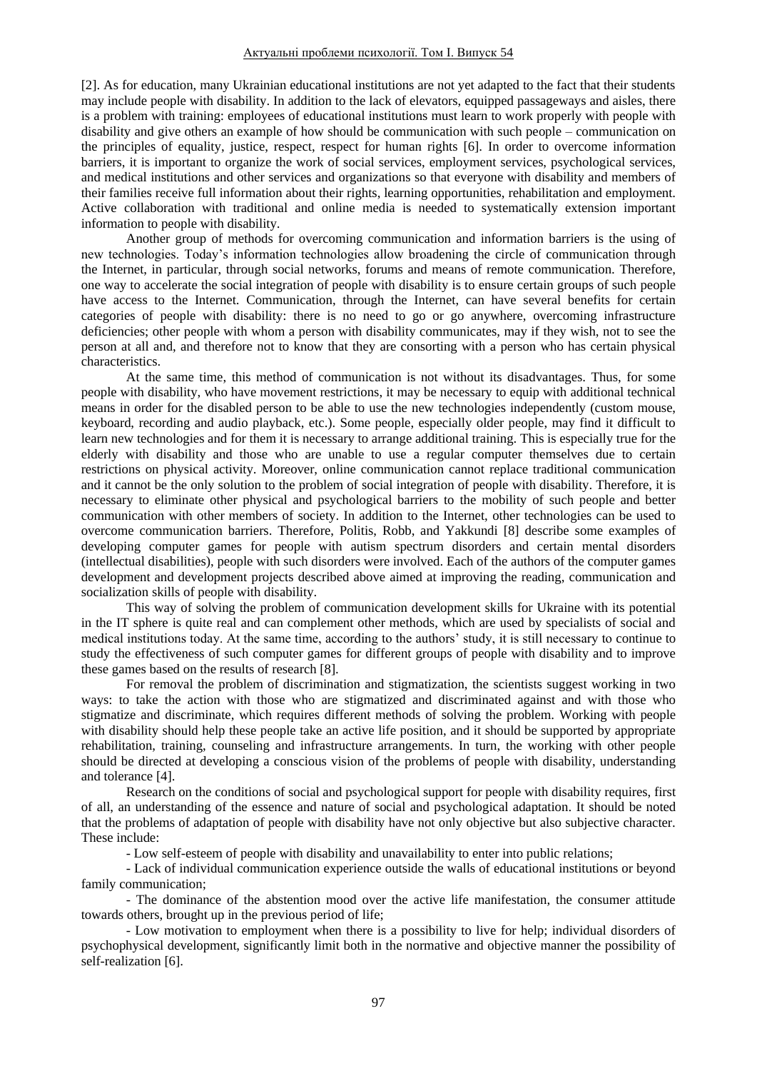[2]. As for education, many Ukrainian educational institutions are not yet adapted to the fact that their students may include people with disability. In addition to the lack of elevators, equipped passageways and aisles, there is a problem with training: employees of educational institutions must learn to work properly with people with disability and give others an example of how should be communication with such people – communication on the principles of equality, justice, respect, respect for human rights [6]. In order to overcome information barriers, it is important to organize the work of social services, employment services, psychological services, and medical institutions and other services and organizations so that everyone with disability and members of their families receive full information about their rights, learning opportunities, rehabilitation and employment. Active collaboration with traditional and online media is needed to systematically extension important information to people with disability.

Another group of methods for overcoming communication and information barriers is the using of new technologies. Today's information technologies allow broadening the circle of communication through the Internet, in particular, through social networks, forums and means of remote communication. Therefore, one way to accelerate the social integration of people with disability is to ensure certain groups of such people have access to the Internet. Communication, through the Internet, can have several benefits for certain categories of people with disability: there is no need to go or go anywhere, overcoming infrastructure deficiencies; other people with whom a person with disability communicates, may if they wish, not to see the person at all and, and therefore not to know that they are consorting with a person who has certain physical characteristics.

At the same time, this method of communication is not without its disadvantages. Thus, for some people with disability, who have movement restrictions, it may be necessary to equip with additional technical means in order for the disabled person to be able to use the new technologies independently (custom mouse, keyboard, recording and audio playback, etc.). Some people, especially older people, may find it difficult to learn new technologies and for them it is necessary to arrange additional training. This is especially true for the elderly with disability and those who are unable to use a regular computer themselves due to certain restrictions on physical activity. Moreover, online communication cannot replace traditional communication and it cannot be the only solution to the problem of social integration of people with disability. Therefore, it is necessary to eliminate other physical and psychological barriers to the mobility of such people and better communication with other members of society. In addition to the Internet, other technologies can be used to overcome communication barriers. Therefore, Politis, Robb, and Yakkundi [8] describe some examples of developing computer games for people with autism spectrum disorders and certain mental disorders (intellectual disabilities), people with such disorders were involved. Each of the authors of the computer games development and development projects described above aimed at improving the reading, communication and socialization skills of people with disability.

This way of solving the problem of communication development skills for Ukraine with its potential in the IT sphere is quite real and can complement other methods, which are used by specialists of social and medical institutions today. At the same time, according to the authors' study, it is still necessary to continue to study the effectiveness of such computer games for different groups of people with disability and to improve these games based on the results of research [8].

For removal the problem of discrimination and stigmatization, the scientists suggest working in two ways: to take the action with those who are stigmatized and discriminated against and with those who stigmatize and discriminate, which requires different methods of solving the problem. Working with people with disability should help these people take an active life position, and it should be supported by appropriate rehabilitation, training, counseling and infrastructure arrangements. In turn, the working with other people should be directed at developing a conscious vision of the problems of people with disability, understanding and tolerance [4].

Research on the conditions of social and psychological support for people with disability requires, first of all, an understanding of the essence and nature of social and psychological adaptation. It should be noted that the problems of adaptation of people with disability have not only objective but also subjective character. These include:

- Low self-esteem of people with disability and unavailability to enter into public relations;
- Lack of individual communication experience outside the walls of educational institutions or beyond family communication;
- The dominance of the abstention mood over the active life manifestation, the consumer attitude towards others, brought up in the previous period of life;
- Low motivation to employment when there is a possibility to live for help; individual disorders of psychophysical development, significantly limit both in the normative and objective manner the possibility of self-realization [6].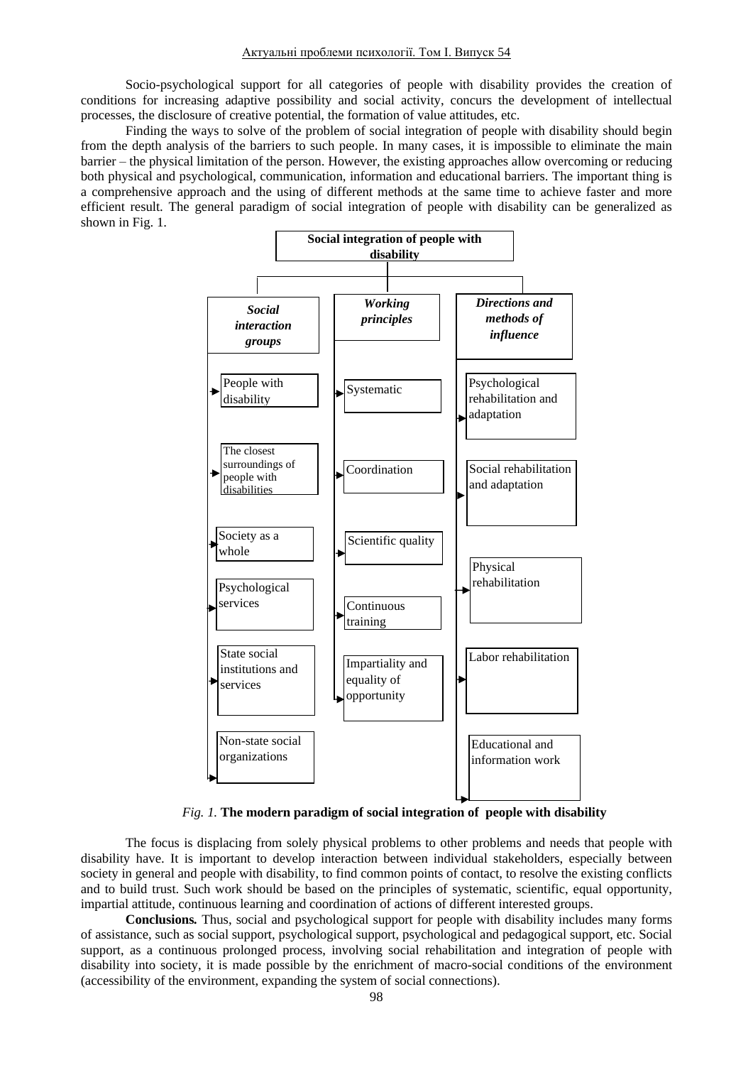Socio-psychological support for all categories of people with disability provides the creation of conditions for increasing adaptive possibility and social activity, concurs the development of intellectual processes, the disclosure of creative potential, the formation of value attitudes, etc.

Finding the ways to solve of the problem of social integration of people with disability should begin from the depth analysis of the barriers to such people. In many cases, it is impossible to eliminate the main barrier – the physical limitation of the person. However, the existing approaches allow overcoming or reducing both physical and psychological, communication, information and educational barriers. The important thing is a comprehensive approach and the using of different methods at the same time to achieve faster and more efficient result. The general paradigm of social integration of people with disability can be generalized as shown in Fig. 1.

**Social integration of people with disability**

***Social interaction groups***

People with disability

The closest surroundings of people with disabilities

Society as a whole

Psychological services

State social institutions and services

Non-state social organizations

***Working principles***

Systematic

Coordination

Scientific quality

Continuous training

Impartiality and equality of opportunity

***Directions and methods of influence***

Psychological rehabilitation and adaptation

Social rehabilitation and adaptation

Physical rehabilitation

Labor rehabilitation

Educational and information work

*Fig. 1.* **The modern paradigm of social integration of people with disability**

The focus is displacing from solely physical problems to other problems and needs that people with disability have. It is important to develop interaction between individual stakeholders, especially between society in general and people with disability, to find common points of contact, to resolve the existing conflicts and to build trust. Such work should be based on the principles of systematic, scientific, equal opportunity, impartial attitude, continuous learning and coordination of actions of different interested groups.

***Conclusions.*** Thus, social and psychological support for people with disability includes many forms of assistance, such as social support, psychological support, psychological and pedagogical support, etc. Social support, as a continuous prolonged process, involving social rehabilitation and integration of people with disability into society, it is made possible by the enrichment of macro-social conditions of the environment (accessibility of the environment, expanding the system of social connections).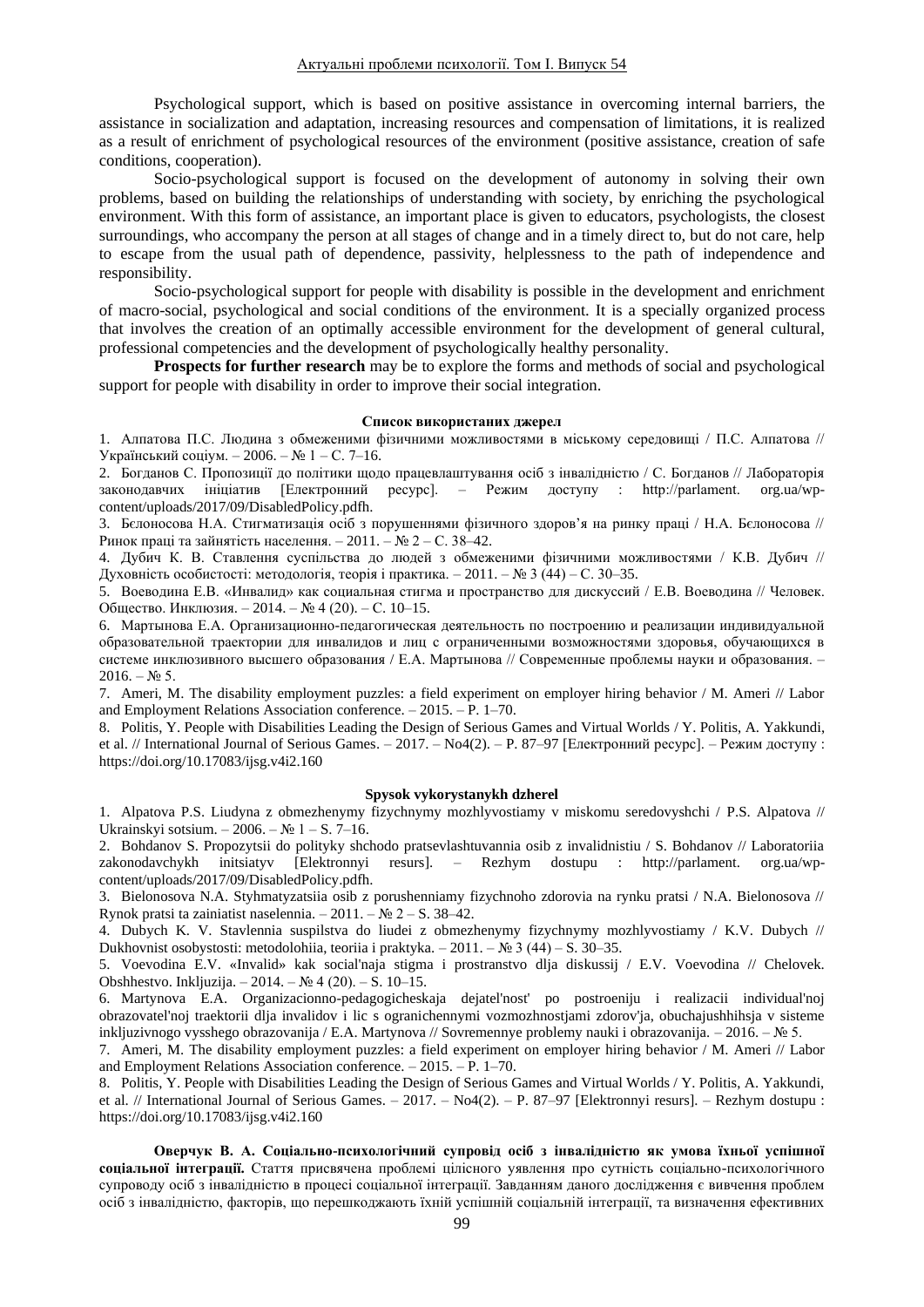Psychological support, which is based on positive assistance in overcoming internal barriers, the assistance in socialization and adaptation, increasing resources and compensation of limitations, it is realized as a result of enrichment of psychological resources of the environment (positive assistance, creation of safe conditions, cooperation).

Socio-psychological support is focused on the development of autonomy in solving their own problems, based on building the relationships of understanding with society, by enriching the psychological environment. With this form of assistance, an important place is given to educators, psychologists, the closest surroundings, who accompany the person at all stages of change and in a timely direct to, but do not care, help to escape from the usual path of dependence, passivity, helplessness to the path of independence and responsibility.

Socio-psychological support for people with disability is possible in the development and enrichment of macro-social, psychological and social conditions of the environment. It is a specially organized process that involves the creation of an optimally accessible environment for the development of general cultural, professional competencies and the development of psychologically healthy personality.

**Prospects for further research** may be to explore the forms and methods of social and psychological support for people with disability in order to improve their social integration.

**Список використаних джерел**

1. Алпатова П.С. Людина з обмеженими фізичними можливостями в міському середовищі / П.С. Алпатова // Український соціум. – 2006. – № 1 – С. 7–16.
2. Богданов С. Пропозиції до політики щодо працевлаштування осіб з інвалідністю / С. Богданов // Лабораторія законодавчих ініціатив [Електронний ресурс]. – Режим доступу : http://parlament. org.ua/wp-content/uploads/2017/09/DisabledPolicy.pdfh.
3. Бєлоносова Н.А. Стигматизація осіб з порушеннями фізичного здоров'я на ринку праці / Н.А. Бєлоносова // Ринок праці та зайнятість населення. – 2011. – № 2 – С. 38–42.
4. Дубич К. В. Ставлення суспільства до людей з обмеженими фізичними можливостями / К.В. Дубич // Духовність особистості: методологія, теорія і практика. – 2011. – № 3 (44) – С. 30–35.
5. Воеводина Е.В. «Инвалид» как социальная стигма и пространство для дискуссий / Е.В. Воеводина // Человек. Общество. Инклюзия. – 2014. – № 4 (20). – С. 10–15.
6. Мартынова Е.А. Организационно-педагогическая деятельность по построению и реализации индивидуальной образовательной траектории для инвалидов и лиц с ограниченными возможностями здоровья, обучающихся в системе инклюзивного высшего образования / Е.А. Мартынова // Современные проблемы науки и образования. – 2016. – № 5.
7. Ameri, M. The disability employment puzzles: a field experiment on employer hiring behavior / M. Ameri // Labor and Employment Relations Association conference. – 2015. – P. 1–70.
8. Politis, Y. People with Disabilities Leading the Design of Serious Games and Virtual Worlds / Y. Politis, A. Yakkundi, et al. // International Journal of Serious Games. – 2017. – No4(2). – P. 87–97 [Електронний ресурс]. – Режим доступу : https://doi.org/10.17083/ijsg.v4i2.160

**Spysok vykorystanykh dzherel**

1. Alpatova P.S. Liudyna z obmezhenymy fizychnymy mozhlyvostiamy v miskomu seredovyshchi / P.S. Alpatova // Ukrainskyi sotsium. – 2006. – № 1 – S. 7–16.
2. Bohdanov S. Propozytsii do polityky shchodo pratsevlashtuvannia osib z invalidnistiu / S. Bohdanov // Laboratoriia zakonodavchykh initsiatyv [Elektronnyi resurs]. – Rezhym dostupu : http://parlament. org.ua/wp-content/uploads/2017/09/DisabledPolicy.pdfh.
3. Bielonosova N.A. Styhmatyzatsiia osib z porushenniamy fizychnoho zdorovia na rynku pratsi / N.A. Bielonosova // Rynok pratsi ta zainiatist naselennia. – 2011. – № 2 – S. 38–42.
4. Dubych K. V. Stavlennia suspilstva do liudei z obmezhenymy fizychnymy mozhlyvostiamy / K.V. Dubych // Dukhovnist osobystosti: metodolohiia, teoriia i praktyka. – 2011. – № 3 (44) – S. 30–35.
5. Voevodina E.V. «Invalid» kak social'naja stigma i prostranstvo dlja diskussij / E.V. Voevodina // Chelovek. Obshhestvo. Inkljuzija. – 2014. – № 4 (20). – S. 10–15.
6. Martynova E.A. Organizacionno-pedagogicheskaja dejatel'nost' po postroeniju i realizacii individual'noj obrazovatel'noj traektorii dlja invalidov i lic s ogranichennymi vozmozhnostjami zdorov'ja, obuchajushhihsja v sisteme inkljuzivnogo vysshego obrazovanija / E.A. Martynova // Sovremennye problemy nauki i obrazovanija. – 2016. – № 5.
7. Ameri, M. The disability employment puzzles: a field experiment on employer hiring behavior / M. Ameri // Labor and Employment Relations Association conference. – 2015. – P. 1–70.
8. Politis, Y. People with Disabilities Leading the Design of Serious Games and Virtual Worlds / Y. Politis, A. Yakkundi, et al. // International Journal of Serious Games. – 2017. – No4(2). – P. 87–97 [Elektronnyi resurs]. – Rezhym dostupu : https://doi.org/10.17083/ijsg.v4i2.160

**Оверчук В. А. Соціально-психологічний супровід осіб з інвалідністю як умова їхньої успішної соціальної інтеграції.** Стаття присвячена проблемі цілісного уявлення про сутність соціально-психологічного супроводу осіб з інвалідністю в процесі соціальної інтеграції. Завданням даного дослідження є вивчення проблем осіб з інвалідністю, факторів, що перешкоджають їхній успішній соціальній інтеграції, та визначення ефективних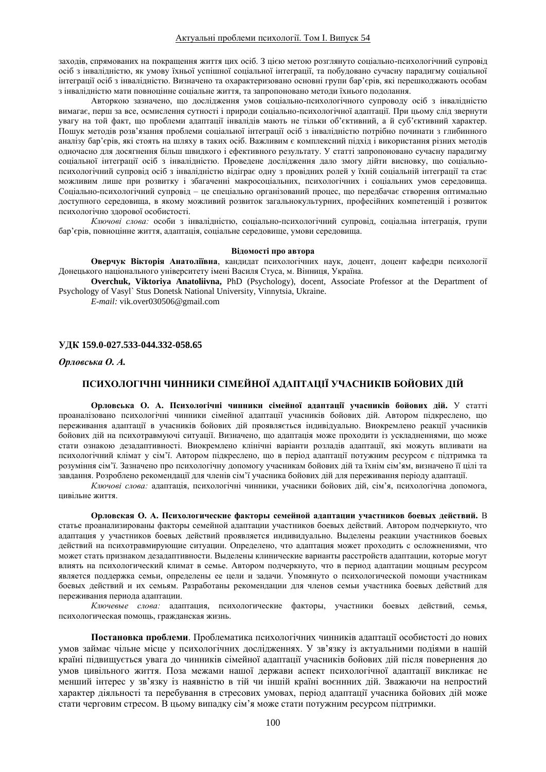заходів, спрямованих на покращення життя цих осіб. З цією метою розглянуто соціально-психологічний супровід осіб з інвалідністю, як умову їхньої успішної соціальної інтеграції, та побудовано сучасну парадигму соціальної інтеграції осіб з інвалідністю. Визначено та охарактеризовано основні групи бар'єрів, які перешкоджають особам з інвалідністю мати повноцінне соціальне життя, та запропоновано методи їхнього подолання.

Авторкою зазначено, що дослідження умов соціально-психологічного супроводу осіб з інвалідністю вимагає, перш за все, осмислення сутності і природи соціально-психологічної адаптації. При цьому слід звернути увагу на той факт, що проблеми адаптації інвалідів мають не тільки об'єктивний, а й суб'єктивний характер. Пошук методів розв'язання проблеми соціальної інтеграції осіб з інвалідністю потрібно починати з глибинного аналізу бар'єрів, які стоять на шляху в таких осіб. Важливим є комплексний підхід і використання різних методів одночасно для досягнення більш швидкого і ефективного результату. У статті запропоновано сучасну парадигму соціальної інтеграції осіб з інвалідністю. Проведене дослідження дало змогу дійти висновку, що соціально-психологічний супровід осіб з інвалідністю відіграє одну з провідних ролей у їхній соціальній інтеграції та стає можливим лише при розвитку і збагаченні макросоціальних, психологічних і соціальних умов середовища. Соціально-психологічний супровід – це спеціально організований процес, що передбачає створення оптимально доступного середовища, в якому можливий розвиток загальнокультурних, професійних компетенцій і розвиток психологічно здорової особистості.

*Ключові слова:* особи з інвалідністю, соціально-психологічний супровід, соціальна інтеграція, групи бар'єрів, повноцінне життя, адаптація, соціальне середовище, умови середовища.

**Відомості про автора**

**Оверчук Вікторія Анатоліївна**, кандидат психологічних наук, доцент, доцент кафедри психології Донецького національного університету імені Василя Стуса, м. Вінниця, Україна.

**Overchuk, Viktoriya Anatoliivna,** PhD (Psychology), docent, Associate Professor at the Department of Psychology of Vasyl` Stus Donetsk National University, Vinnytsia, Ukraine.

*E-mail:* vik.over030506@gmail.com

**УДК 159.0-027.533-044.332-058.65**

***Орловська О. А.***

## ПСИХОЛОГІЧНІ ЧИННИКИ СІМЕЙНОЇ АДАПТАЦІЇ УЧАСНИКІВ БОЙОВИХ ДІЙ

**Орловська О. А. Психологічні чинники сімейної адаптації учасників бойових дій.** У статті проаналізовано психологічні чинники сімейної адаптації учасників бойових дій. Автором підкреслено, що переживання адаптації в учасників бойових дій проявляється індивідуально. Виокремлено реакції учасників бойових дій на психотравмуючі ситуації. Визначено, що адаптація може проходити із ускладненнями, що може стати ознакою дезадаптивності. Виокремлено клінічні варіанти розладів адаптації, які можуть впливати на психологічний клімат у сім'ї. Автором підкреслено, що в період адаптації потужним ресурсом є підтримка та розуміння сім'ї. Зазначено про психологічну допомогу учасникам бойових дій та їхнім сім'ям, визначено її цілі та завдання. Розроблено рекомендації для членів сім'ї учасника бойових дій для переживання періоду адаптації.

*Ключові слова:* адаптація, психологічні чинники, учасники бойових дій, сім'я, психологічна допомога, цивільне життя.

**Орловская О. А. Психологические факторы семейной адаптации участников боевых действий.** В статье проанализированы факторы семейной адаптации участников боевых действий. Автором подчеркнуто, что адаптация у участников боевых действий проявляется индивидуально. Выделены реакции участников боевых действий на психотравмирующие ситуации. Определено, что адаптация может проходить с осложнениями, что может стать признаком дезадаптивности. Выделены клинические варианты расстройств адаптации, которые могут влиять на психологический климат в семье. Автором подчеркнуто, что в период адаптации мощным ресурсом является поддержка семьи, определены ее цели и задачи. Упомянуто о психологической помощи участникам боевых действий и их семьям. Разработаны рекомендации для членов семьи участника боевых действий для переживания периода адаптации.

*Ключевые слова:* адаптация, психологические факторы, участники боевых действий, семья, психологическая помощь, гражданская жизнь.

**Постановка проблеми**. Проблематика психологічних чинників адаптації особистості до нових умов займає чільне місце у психологічних дослідженнях. У зв'язку із актуальними подіями в нашій країні підвищується увага до чинників сімейної адаптації учасників бойових дій після повернення до умов цивільного життя. Поза межами нашої держави аспект психологічної адаптації викликає не менший інтерес у зв'язку із наявністю в тій чи іншій країні воєннних дій. Зважаючи на непростий характер діяльності та перебування в стресових умовах, період адаптації учасника бойових дій може стати черговим стресом. В цьому випадку сім'я може стати потужним ресурсом підтримки.